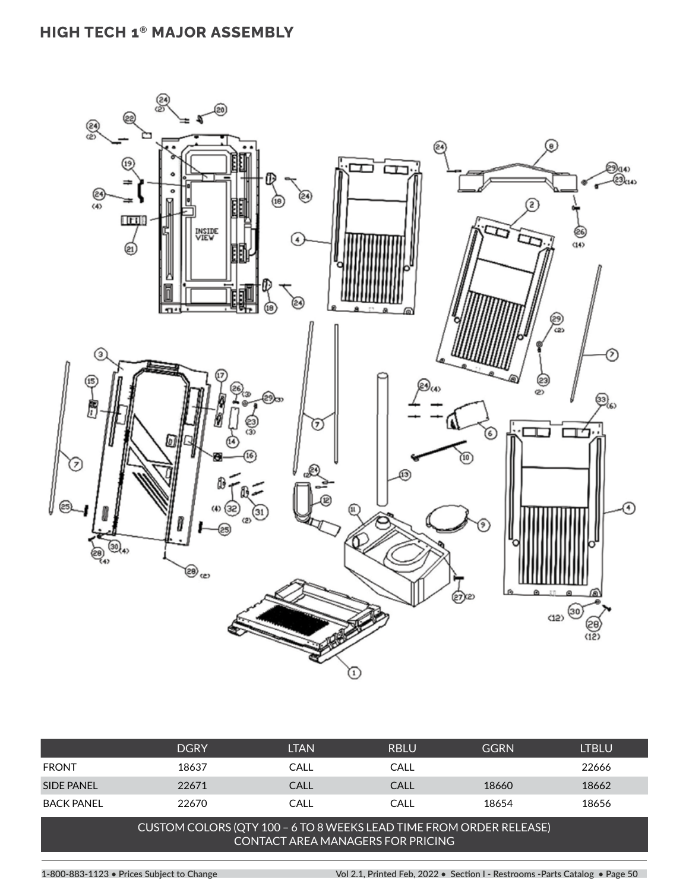## HIGH TECH 1® MAJOR ASSEMBLY

|  | DGRY | LTAN | RBLU | GGRN | LTBLU |
|---|---|---|---|---|---|
| FRONT | 18637 | CALL | CALL |  | 22666 |
| SIDE PANEL | 22671 | CALL | CALL | 18660 | 18662 |
| BACK PANEL | 22670 | CALL | CALL | 18654 | 18656 |

CUSTOM COLORS (QTY 100 – 6 TO 8 WEEKS LEAD TIME FROM ORDER RELEASE)
CONTACT AREA MANAGERS FOR PRICING

1-800-883-1123 • Prices Subject to Change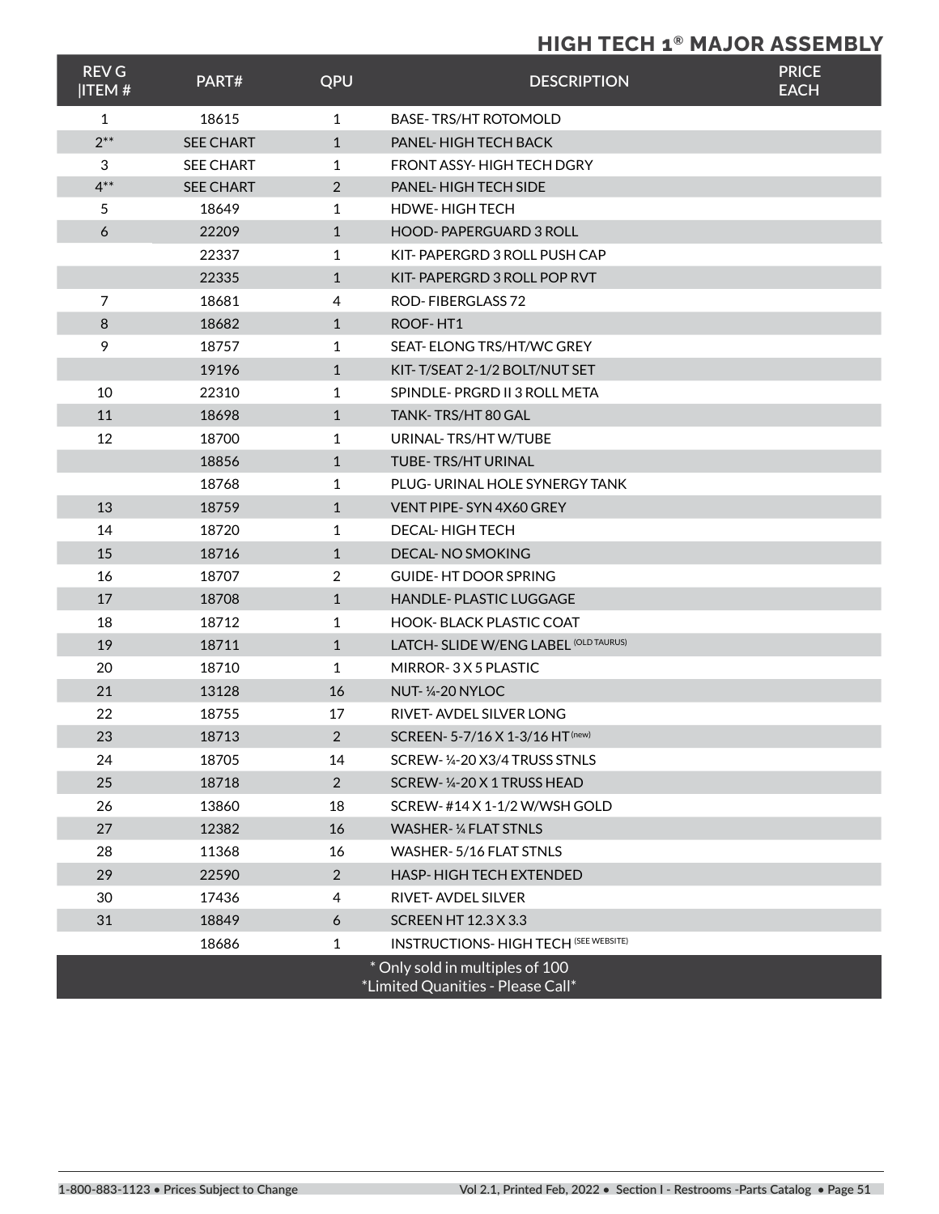## HIGH TECH 1® MAJOR ASSEMBLY

| REV G \|ITEM # | PART# | QPU | DESCRIPTION | PRICE EACH |
|---|---|---|---|---|
| 1 | 18615 | 1 | BASE- TRS/HT ROTOMOLD | |
| 2** | SEE CHART | 1 | PANEL- HIGH TECH BACK | |
| 3 | SEE CHART | 1 | FRONT ASSY- HIGH TECH DGRY | |
| 4** | SEE CHART | 2 | PANEL- HIGH TECH SIDE | |
| 5 | 18649 | 1 | HDWE- HIGH TECH | |
| 6 | 22209 | 1 | HOOD- PAPERGUARD 3 ROLL | |
| | 22337 | 1 | KIT- PAPERGRD 3 ROLL PUSH CAP | |
| | 22335 | 1 | KIT- PAPERGRD 3 ROLL POP RVT | |
| 7 | 18681 | 4 | ROD- FIBERGLASS 72 | |
| 8 | 18682 | 1 | ROOF- HT1 | |
| 9 | 18757 | 1 | SEAT- ELONG TRS/HT/WC GREY | |
| | 19196 | 1 | KIT- T/SEAT 2-1/2 BOLT/NUT SET | |
| 10 | 22310 | 1 | SPINDLE- PRGRD II 3 ROLL META | |
| 11 | 18698 | 1 | TANK- TRS/HT 80 GAL | |
| 12 | 18700 | 1 | URINAL- TRS/HT W/TUBE | |
| | 18856 | 1 | TUBE- TRS/HT URINAL | |
| | 18768 | 1 | PLUG- URINAL HOLE SYNERGY TANK | |
| 13 | 18759 | 1 | VENT PIPE- SYN 4X60 GREY | |
| 14 | 18720 | 1 | DECAL- HIGH TECH | |
| 15 | 18716 | 1 | DECAL- NO SMOKING | |
| 16 | 18707 | 2 | GUIDE- HT DOOR SPRING | |
| 17 | 18708 | 1 | HANDLE- PLASTIC LUGGAGE | |
| 18 | 18712 | 1 | HOOK- BLACK PLASTIC COAT | |
| 19 | 18711 | 1 | LATCH- SLIDE W/ENG LABEL (OLD TAURUS) | |
| 20 | 18710 | 1 | MIRROR- 3 X 5 PLASTIC | |
| 21 | 13128 | 16 | NUT- ¼-20 NYLOC | |
| 22 | 18755 | 17 | RIVET- AVDEL SILVER LONG | |
| 23 | 18713 | 2 | SCREEN- 5-7/16 X 1-3/16 HT (new) | |
| 24 | 18705 | 14 | SCREW- ¼-20 X3/4 TRUSS STNLS | |
| 25 | 18718 | 2 | SCREW- ¼-20 X 1 TRUSS HEAD | |
| 26 | 13860 | 18 | SCREW- #14 X 1-1/2 W/WSH GOLD | |
| 27 | 12382 | 16 | WASHER- ¼ FLAT STNLS | |
| 28 | 11368 | 16 | WASHER- 5/16 FLAT STNLS | |
| 29 | 22590 | 2 | HASP- HIGH TECH EXTENDED | |
| 30 | 17436 | 4 | RIVET- AVDEL SILVER | |
| 31 | 18849 | 6 | SCREEN HT 12.3 X 3.3 | |
| | 18686 | 1 | INSTRUCTIONS- HIGH TECH (SEE WEBSITE) | |

* Only sold in multiples of 100
*Limited Quanities - Please Call*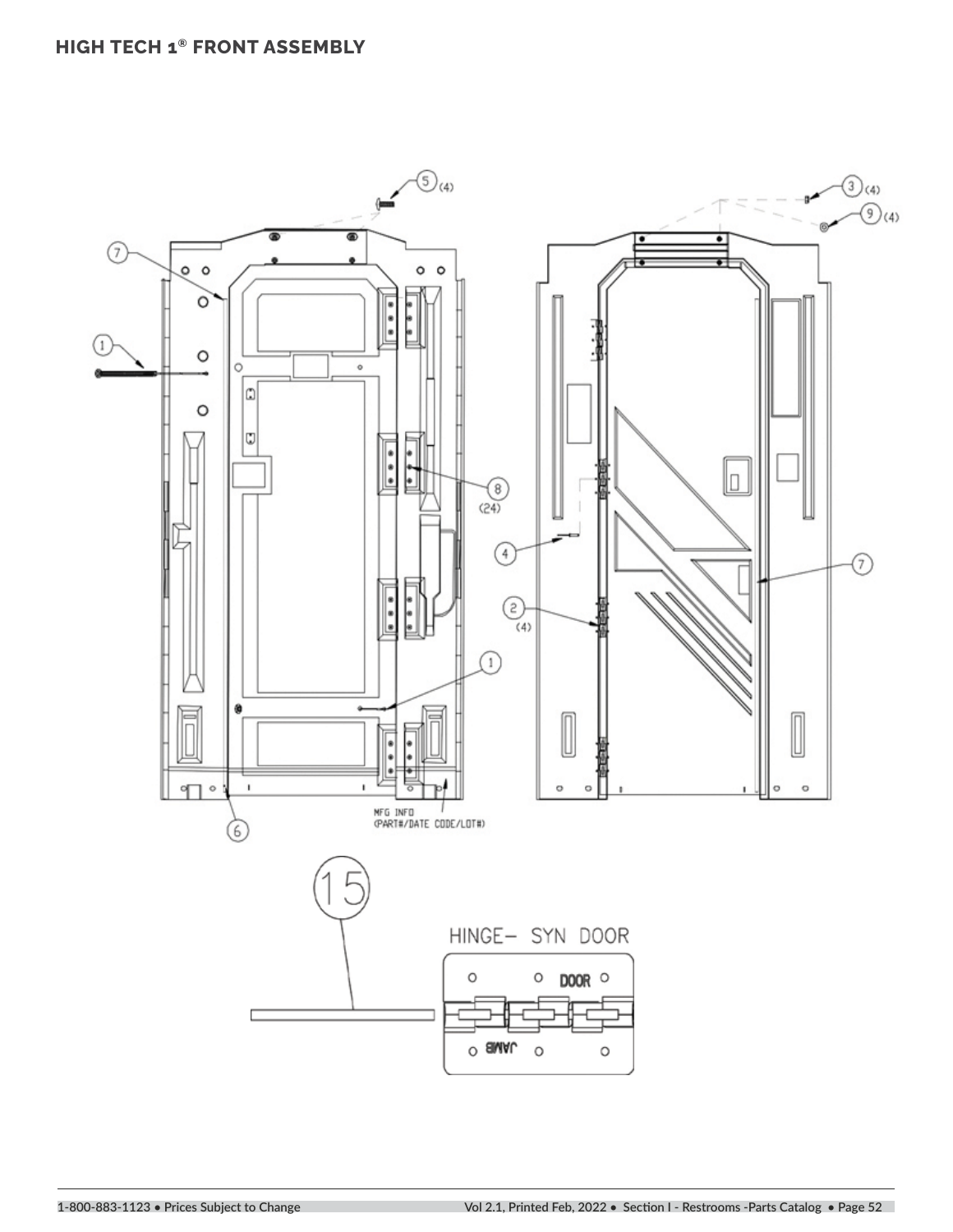# HIGH TECH 1® FRONT ASSEMBLY

5 (4)

3 (4)

9 (4)

7

1

8 (24)

4

7

2 (4)

1

MFG INFO (PART#/DATE CODE/LOT#)

6

15

HINGE- SYN DOOR

DOOR

JAMB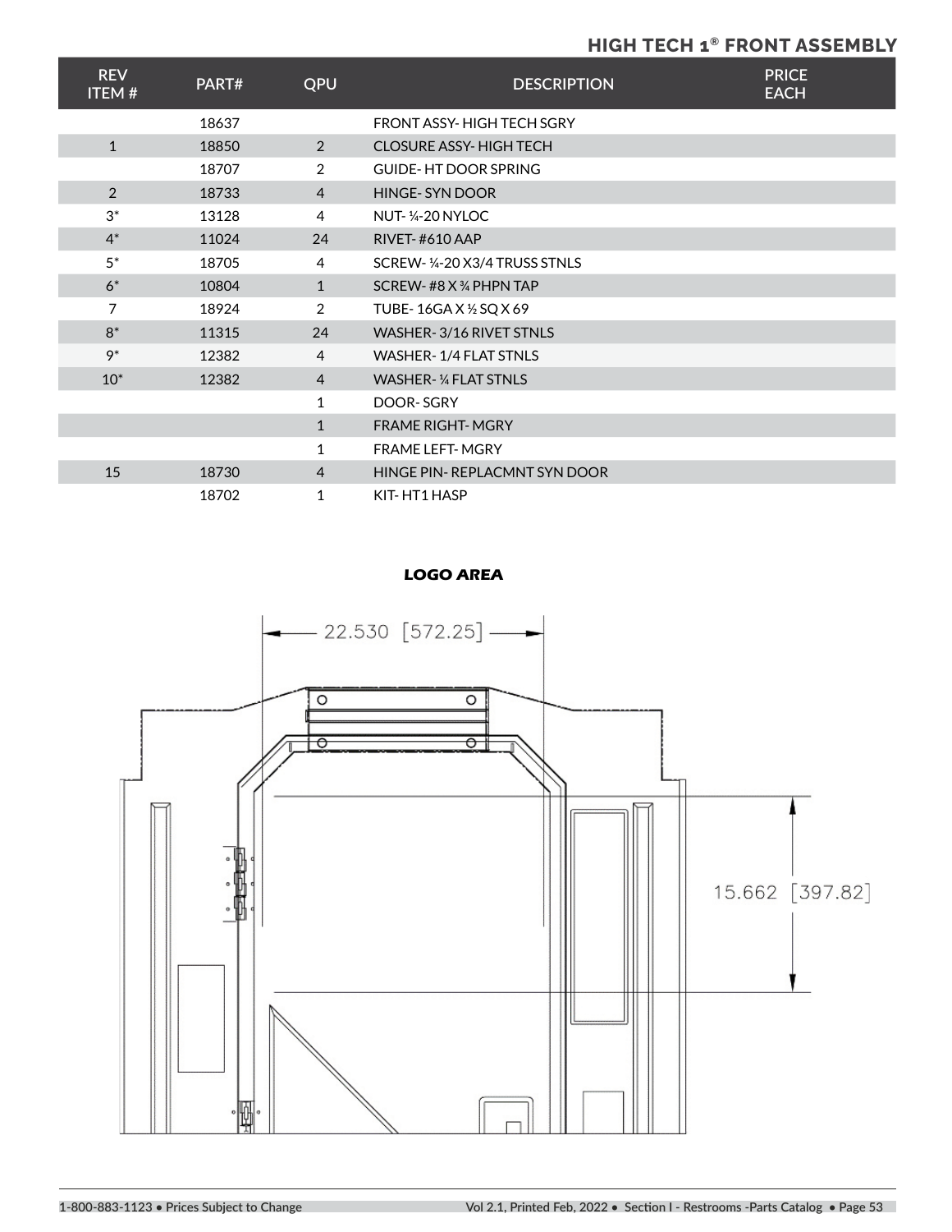## HIGH TECH 1® FRONT ASSEMBLY

| REV ITEM # | PART# | QPU | DESCRIPTION | PRICE EACH |
|---|---|---|---|---|
| | 18637 | | FRONT ASSY- HIGH TECH SGRY | |
| 1 | 18850 | 2 | CLOSURE ASSY- HIGH TECH | |
| | 18707 | 2 | GUIDE- HT DOOR SPRING | |
| 2 | 18733 | 4 | HINGE- SYN DOOR | |
| 3* | 13128 | 4 | NUT- ¼-20 NYLOC | |
| 4* | 11024 | 24 | RIVET- #610 AAP | |
| 5* | 18705 | 4 | SCREW- ¼-20 X3/4 TRUSS STNLS | |
| 6* | 10804 | 1 | SCREW- #8 X ¾ PHPN TAP | |
| 7 | 18924 | 2 | TUBE- 16GA X ½ SQ X 69 | |
| 8* | 11315 | 24 | WASHER- 3/16 RIVET STNLS | |
| 9* | 12382 | 4 | WASHER- 1/4 FLAT STNLS | |
| 10* | 12382 | 4 | WASHER- ¼ FLAT STNLS | |
| | | 1 | DOOR- SGRY | |
| | | 1 | FRAME RIGHT- MGRY | |
| | | 1 | FRAME LEFT- MGRY | |
| 15 | 18730 | 4 | HINGE PIN- REPLACMNT SYN DOOR | |
| | 18702 | 1 | KIT- HT1 HASP | |

**LOGO AREA**

22.530 [572.25]

15.662 [397.82]